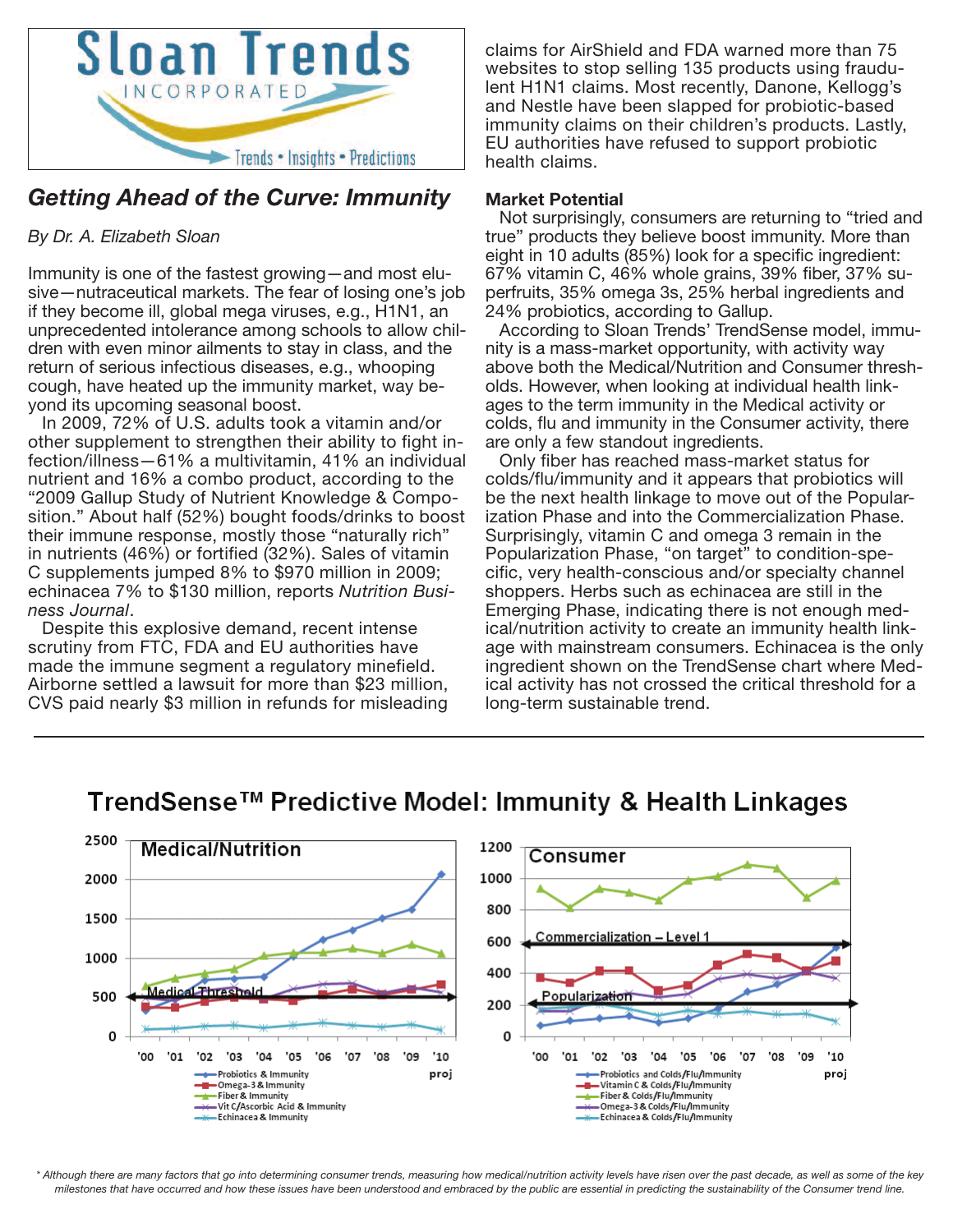Sloan Trends INCORPORATED
Trends • Insights • Predictions

## *Getting Ahead of the Curve: Immunity*

*By Dr. A. Elizabeth Sloan*

Immunity is one of the fastest growing—and most elusive—nutraceutical markets. The fear of losing one's job if they become ill, global mega viruses, e.g., H1N1, an unprecedented intolerance among schools to allow children with even minor ailments to stay in class, and the return of serious infectious diseases, e.g., whooping cough, have heated up the immunity market, way beyond its upcoming seasonal boost.

In 2009, 72% of U.S. adults took a vitamin and/or other supplement to strengthen their ability to fight infection/illness—61% a multivitamin, 41% an individual nutrient and 16% a combo product, according to the "2009 Gallup Study of Nutrient Knowledge & Composition." About half (52%) bought foods/drinks to boost their immune response, mostly those "naturally rich" in nutrients (46%) or fortified (32%). Sales of vitamin C supplements jumped 8% to $970 million in 2009; echinacea 7% to $130 million, reports *Nutrition Business Journal*.

Despite this explosive demand, recent intense scrutiny from FTC, FDA and EU authorities have made the immune segment a regulatory minefield. Airborne settled a lawsuit for more than $23 million, CVS paid nearly $3 million in refunds for misleading claims for AirShield and FDA warned more than 75 websites to stop selling 135 products using fraudulent H1N1 claims. Most recently, Danone, Kellogg's and Nestle have been slapped for probiotic-based immunity claims on their children's products. Lastly, EU authorities have refused to support probiotic health claims.

### Market Potential

Not surprisingly, consumers are returning to "tried and true" products they believe boost immunity. More than eight in 10 adults (85%) look for a specific ingredient: 67% vitamin C, 46% whole grains, 39% fiber, 37% superfruits, 35% omega 3s, 25% herbal ingredients and 24% probiotics, according to Gallup.

According to Sloan Trends' TrendSense model, immunity is a mass-market opportunity, with activity way above both the Medical/Nutrition and Consumer thresholds. However, when looking at individual health linkages to the term immunity in the Medical activity or colds, flu and immunity in the Consumer activity, there are only a few standout ingredients.

Only fiber has reached mass-market status for colds/flu/immunity and it appears that probiotics will be the next health linkage to move out of the Popularization Phase and into the Commercialization Phase. Surprisingly, vitamin C and omega 3 remain in the Popularization Phase, "on target" to condition-specific, very health-conscious and/or specialty channel shoppers. Herbs such as echinacea are still in the Emerging Phase, indicating there is not enough medical/nutrition activity to create an immunity health linkage with mainstream consumers. Echinacea is the only ingredient shown on the TrendSense chart where Medical activity has not crossed the critical threshold for a long-term sustainable trend.

## TrendSense™ Predictive Model: Immunity & Health Linkages

**Medical/Nutrition** (y-axis 0–2500; x-axis '00–'10 proj; Medical Threshold ≈ 500)
Legend: Probiotics & Immunity; Omega-3 & Immunity; Fiber & Immunity; Vit C/Ascorbic Acid & Immunity; Echinacea & Immunity

**Consumer** (y-axis 0–1200; x-axis '00–'10 proj; Commercialization – Level 1 ≈ 600; Popularization ≈ 200)
Legend: Probiotics and Colds/Flu/Immunity; Vitamin C & Colds/Flu/Immunity; Fiber & Colds/Flu/Immunity; Omega-3 & Colds/Flu/Immunity; Echinacea & Colds/Flu/Immunity

*\* Although there are many factors that go into determining consumer trends, measuring how medical/nutrition activity levels have risen over the past decade, as well as some of the key milestones that have occurred and how these issues have been understood and embraced by the public are essential in predicting the sustainability of the Consumer trend line.*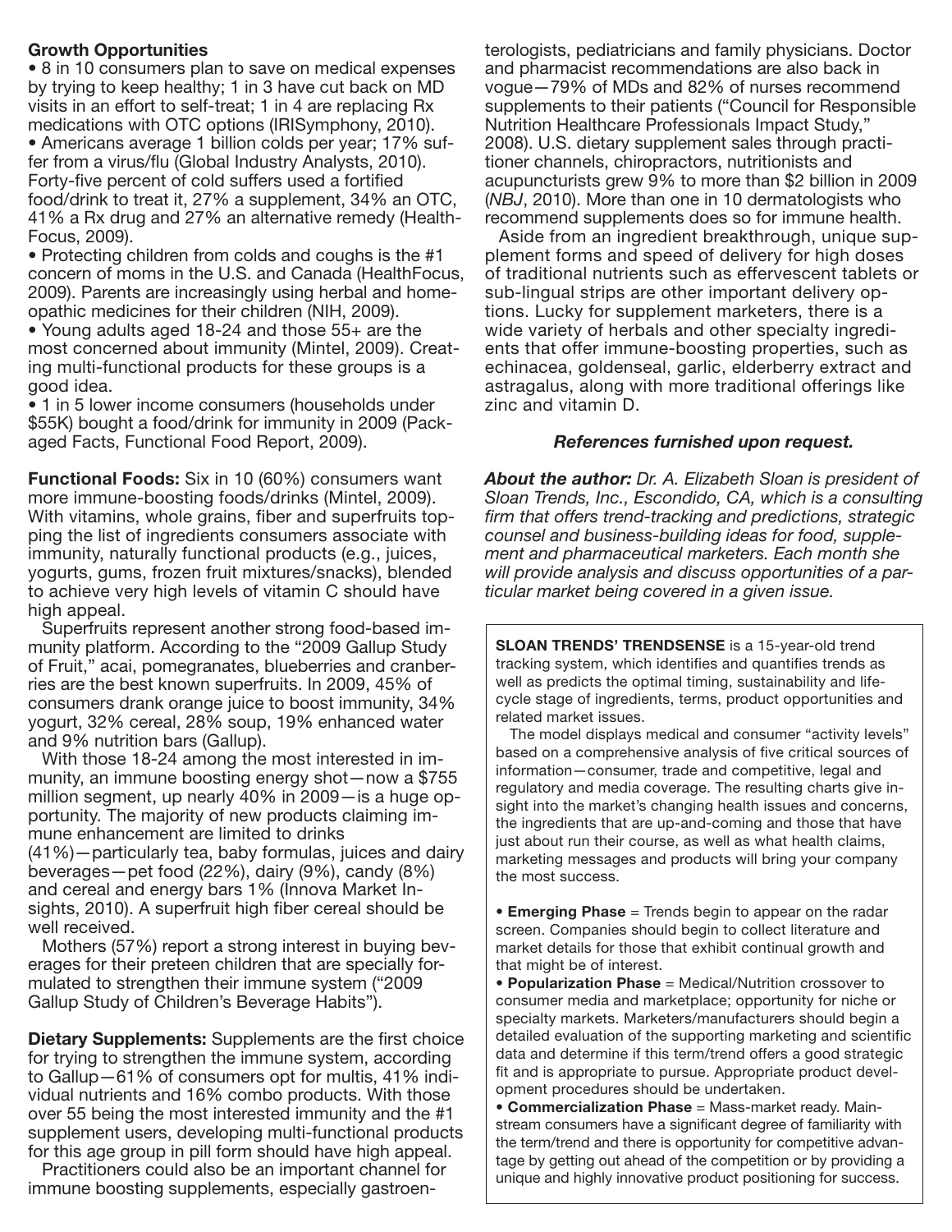**Growth Opportunities**

- 8 in 10 consumers plan to save on medical expenses by trying to keep healthy; 1 in 3 have cut back on MD visits in an effort to self-treat; 1 in 4 are replacing Rx medications with OTC options (IRISymphony, 2010).
- Americans average 1 billion colds per year; 17% suffer from a virus/flu (Global Industry Analysts, 2010). Forty-five percent of cold suffers used a fortified food/drink to treat it, 27% a supplement, 34% an OTC, 41% a Rx drug and 27% an alternative remedy (HealthFocus, 2009).
- Protecting children from colds and coughs is the #1 concern of moms in the U.S. and Canada (HealthFocus, 2009). Parents are increasingly using herbal and homeopathic medicines for their children (NIH, 2009).
- Young adults aged 18-24 and those 55+ are the most concerned about immunity (Mintel, 2009). Creating multi-functional products for these groups is a good idea.
- 1 in 5 lower income consumers (households under $55K) bought a food/drink for immunity in 2009 (Packaged Facts, Functional Food Report, 2009).

**Functional Foods:** Six in 10 (60%) consumers want more immune-boosting foods/drinks (Mintel, 2009). With vitamins, whole grains, fiber and superfruits topping the list of ingredients consumers associate with immunity, naturally functional products (e.g., juices, yogurts, gums, frozen fruit mixtures/snacks), blended to achieve very high levels of vitamin C should have high appeal.

Superfruits represent another strong food-based immunity platform. According to the "2009 Gallup Study of Fruit," acai, pomegranates, blueberries and cranberries are the best known superfruits. In 2009, 45% of consumers drank orange juice to boost immunity, 34% yogurt, 32% cereal, 28% soup, 19% enhanced water and 9% nutrition bars (Gallup).

With those 18-24 among the most interested in immunity, an immune boosting energy shot—now a $755 million segment, up nearly 40% in 2009—is a huge opportunity. The majority of new products claiming immune enhancement are limited to drinks (41%)—particularly tea, baby formulas, juices and dairy beverages—pet food (22%), dairy (9%), candy (8%) and cereal and energy bars 1% (Innova Market Insights, 2010). A superfruit high fiber cereal should be well received.

Mothers (57%) report a strong interest in buying beverages for their preteen children that are specially formulated to strengthen their immune system ("2009 Gallup Study of Children's Beverage Habits").

**Dietary Supplements:** Supplements are the first choice for trying to strengthen the immune system, according to Gallup—61% of consumers opt for multis, 41% individual nutrients and 16% combo products. With those over 55 being the most interested immunity and the #1 supplement users, developing multi-functional products for this age group in pill form should have high appeal.

Practitioners could also be an important channel for immune boosting supplements, especially gastroenterologists, pediatricians and family physicians. Doctor and pharmacist recommendations are also back in vogue—79% of MDs and 82% of nurses recommend supplements to their patients ("Council for Responsible Nutrition Healthcare Professionals Impact Study," 2008). U.S. dietary supplement sales through practitioner channels, chiropractors, nutritionists and acupuncturists grew 9% to more than $2 billion in 2009 (*NBJ*, 2010). More than one in 10 dermatologists who recommend supplements does so for immune health.

Aside from an ingredient breakthrough, unique supplement forms and speed of delivery for high doses of traditional nutrients such as effervescent tablets or sub-lingual strips are other important delivery options. Lucky for supplement marketers, there is a wide variety of herbals and other specialty ingredients that offer immune-boosting properties, such as echinacea, goldenseal, garlic, elderberry extract and astragalus, along with more traditional offerings like zinc and vitamin D.

***References furnished upon request.***

***About the author:*** *Dr. A. Elizabeth Sloan is president of Sloan Trends, Inc., Escondido, CA, which is a consulting firm that offers trend-tracking and predictions, strategic counsel and business-building ideas for food, supplement and pharmaceutical marketers. Each month she will provide analysis and discuss opportunities of a particular market being covered in a given issue.*

**SLOAN TRENDS' TRENDSENSE** is a 15-year-old trend tracking system, which identifies and quantifies trends as well as predicts the optimal timing, sustainability and lifecycle stage of ingredients, terms, product opportunities and related market issues.

The model displays medical and consumer "activity levels" based on a comprehensive analysis of five critical sources of information—consumer, trade and competitive, legal and regulatory and media coverage. The resulting charts give insight into the market's changing health issues and concerns, the ingredients that are up-and-coming and those that have just about run their course, as well as what health claims, marketing messages and products will bring your company the most success.

- **Emerging Phase** = Trends begin to appear on the radar screen. Companies should begin to collect literature and market details for those that exhibit continual growth and that might be of interest.
- **Popularization Phase** = Medical/Nutrition crossover to consumer media and marketplace; opportunity for niche or specialty markets. Marketers/manufacturers should begin a detailed evaluation of the supporting marketing and scientific data and determine if this term/trend offers a good strategic fit and is appropriate to pursue. Appropriate product development procedures should be undertaken.
- **Commercialization Phase** = Mass-market ready. Mainstream consumers have a significant degree of familiarity with the term/trend and there is opportunity for competitive advantage by getting out ahead of the competition or by providing a unique and highly innovative product positioning for success.